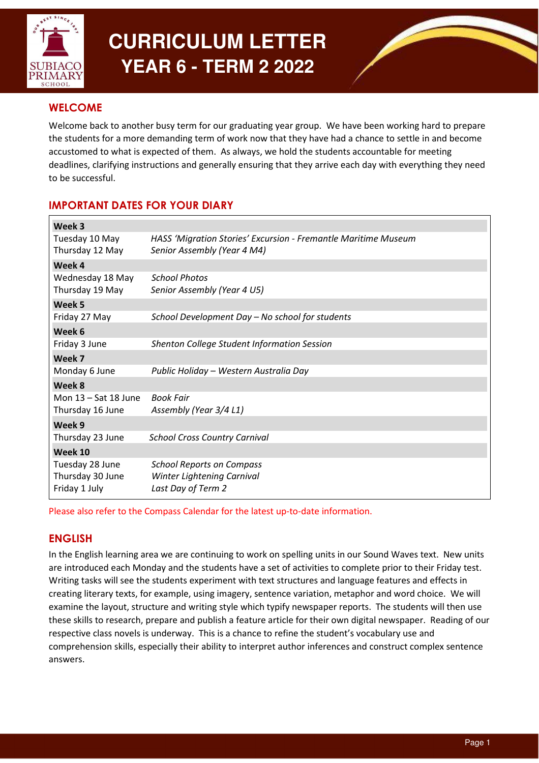# CURRICULUM LETTER
## YEAR 6 - TERM 2 2022

## WELCOME

Welcome back to another busy term for our graduating year group. We have been working hard to prepare the students for a more demanding term of work now that they have had a chance to settle in and become accustomed to what is expected of them. As always, we hold the students accountable for meeting deadlines, clarifying instructions and generally ensuring that they arrive each day with everything they need to be successful.

## IMPORTANT DATES FOR YOUR DIARY

| | |
|---|---|
| **Week 3** | |
| Tuesday 10 May | *HASS 'Migration Stories' Excursion - Fremantle Maritime Museum* |
| Thursday 12 May | *Senior Assembly (Year 4 M4)* |
| **Week 4** | |
| Wednesday 18 May | *School Photos* |
| Thursday 19 May | *Senior Assembly (Year 4 U5)* |
| **Week 5** | |
| Friday 27 May | *School Development Day – No school for students* |
| **Week 6** | |
| Friday 3 June | *Shenton College Student Information Session* |
| **Week 7** | |
| Monday 6 June | *Public Holiday – Western Australia Day* |
| **Week 8** | |
| Mon 13 – Sat 18 June | *Book Fair* |
| Thursday 16 June | *Assembly (Year 3/4 L1)* |
| **Week 9** | |
| Thursday 23 June | *School Cross Country Carnival* |
| **Week 10** | |
| Tuesday 28 June | *School Reports on Compass* |
| Thursday 30 June | *Winter Lightening Carnival* |
| Friday 1 July | *Last Day of Term 2* |

Please also refer to the Compass Calendar for the latest up-to-date information.

## ENGLISH

In the English learning area we are continuing to work on spelling units in our Sound Waves text. New units are introduced each Monday and the students have a set of activities to complete prior to their Friday test. Writing tasks will see the students experiment with text structures and language features and effects in creating literary texts, for example, using imagery, sentence variation, metaphor and word choice. We will examine the layout, structure and writing style which typify newspaper reports. The students will then use these skills to research, prepare and publish a feature article for their own digital newspaper. Reading of our respective class novels is underway. This is a chance to refine the student's vocabulary use and comprehension skills, especially their ability to interpret author inferences and construct complex sentence answers.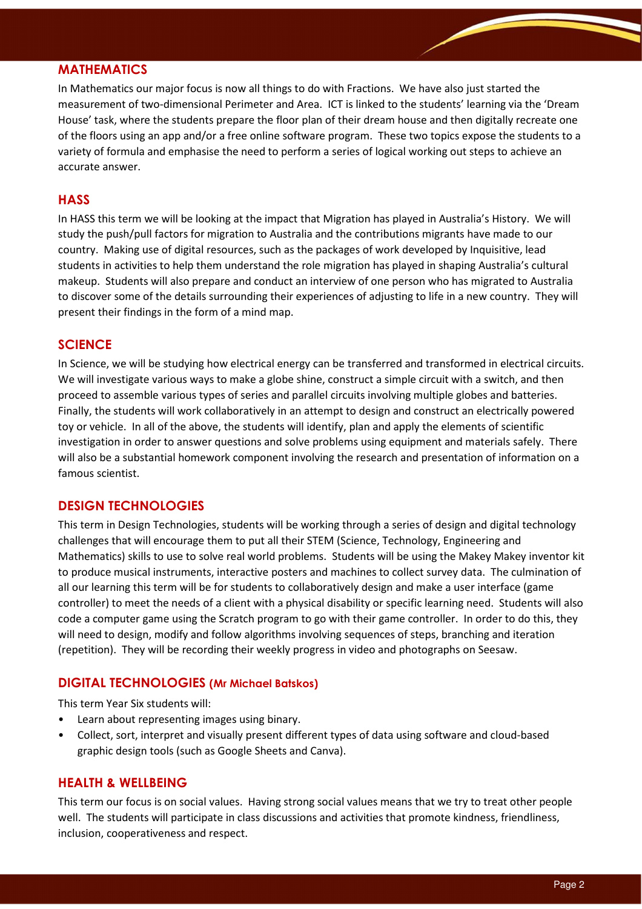## MATHEMATICS

In Mathematics our major focus is now all things to do with Fractions. We have also just started the measurement of two-dimensional Perimeter and Area. ICT is linked to the students' learning via the 'Dream House' task, where the students prepare the floor plan of their dream house and then digitally recreate one of the floors using an app and/or a free online software program. These two topics expose the students to a variety of formula and emphasise the need to perform a series of logical working out steps to achieve an accurate answer.

## HASS

In HASS this term we will be looking at the impact that Migration has played in Australia's History. We will study the push/pull factors for migration to Australia and the contributions migrants have made to our country. Making use of digital resources, such as the packages of work developed by Inquisitive, lead students in activities to help them understand the role migration has played in shaping Australia's cultural makeup. Students will also prepare and conduct an interview of one person who has migrated to Australia to discover some of the details surrounding their experiences of adjusting to life in a new country. They will present their findings in the form of a mind map.

## SCIENCE

In Science, we will be studying how electrical energy can be transferred and transformed in electrical circuits. We will investigate various ways to make a globe shine, construct a simple circuit with a switch, and then proceed to assemble various types of series and parallel circuits involving multiple globes and batteries. Finally, the students will work collaboratively in an attempt to design and construct an electrically powered toy or vehicle. In all of the above, the students will identify, plan and apply the elements of scientific investigation in order to answer questions and solve problems using equipment and materials safely. There will also be a substantial homework component involving the research and presentation of information on a famous scientist.

## DESIGN TECHNOLOGIES

This term in Design Technologies, students will be working through a series of design and digital technology challenges that will encourage them to put all their STEM (Science, Technology, Engineering and Mathematics) skills to use to solve real world problems. Students will be using the Makey Makey inventor kit to produce musical instruments, interactive posters and machines to collect survey data. The culmination of all our learning this term will be for students to collaboratively design and make a user interface (game controller) to meet the needs of a client with a physical disability or specific learning need. Students will also code a computer game using the Scratch program to go with their game controller. In order to do this, they will need to design, modify and follow algorithms involving sequences of steps, branching and iteration (repetition). They will be recording their weekly progress in video and photographs on Seesaw.

## DIGITAL TECHNOLOGIES (Mr Michael Batskos)

This term Year Six students will:

- Learn about representing images using binary.
- Collect, sort, interpret and visually present different types of data using software and cloud-based graphic design tools (such as Google Sheets and Canva).

## HEALTH & WELLBEING

This term our focus is on social values. Having strong social values means that we try to treat other people well. The students will participate in class discussions and activities that promote kindness, friendliness, inclusion, cooperativeness and respect.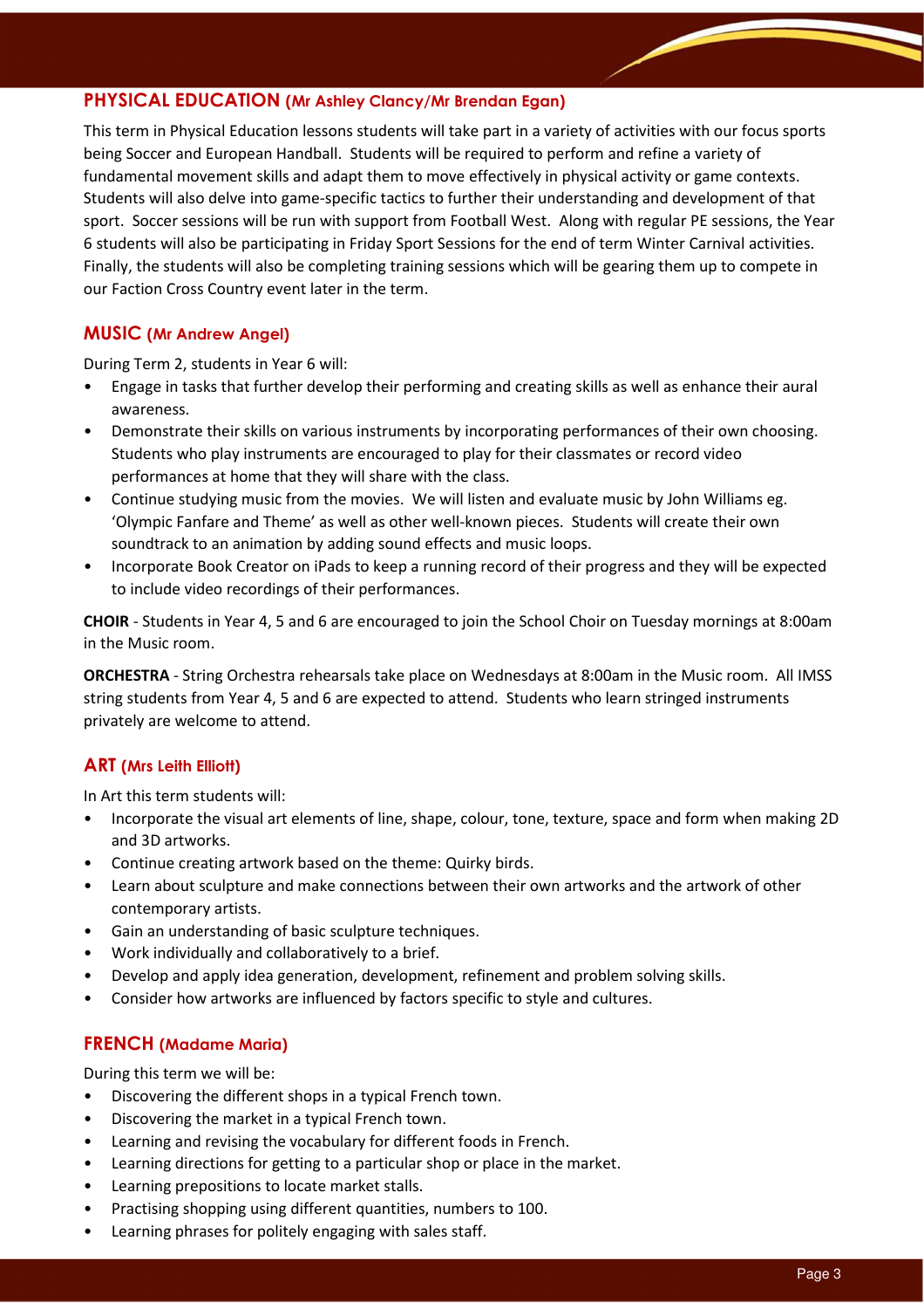## PHYSICAL EDUCATION (Mr Ashley Clancy/Mr Brendan Egan)

This term in Physical Education lessons students will take part in a variety of activities with our focus sports being Soccer and European Handball. Students will be required to perform and refine a variety of fundamental movement skills and adapt them to move effectively in physical activity or game contexts. Students will also delve into game-specific tactics to further their understanding and development of that sport. Soccer sessions will be run with support from Football West. Along with regular PE sessions, the Year 6 students will also be participating in Friday Sport Sessions for the end of term Winter Carnival activities. Finally, the students will also be completing training sessions which will be gearing them up to compete in our Faction Cross Country event later in the term.

## MUSIC (Mr Andrew Angel)

During Term 2, students in Year 6 will:

- Engage in tasks that further develop their performing and creating skills as well as enhance their aural awareness.
- Demonstrate their skills on various instruments by incorporating performances of their own choosing. Students who play instruments are encouraged to play for their classmates or record video performances at home that they will share with the class.
- Continue studying music from the movies. We will listen and evaluate music by John Williams eg. 'Olympic Fanfare and Theme' as well as other well-known pieces. Students will create their own soundtrack to an animation by adding sound effects and music loops.
- Incorporate Book Creator on iPads to keep a running record of their progress and they will be expected to include video recordings of their performances.

**CHOIR** - Students in Year 4, 5 and 6 are encouraged to join the School Choir on Tuesday mornings at 8:00am in the Music room.

**ORCHESTRA** - String Orchestra rehearsals take place on Wednesdays at 8:00am in the Music room. All IMSS string students from Year 4, 5 and 6 are expected to attend. Students who learn stringed instruments privately are welcome to attend.

## ART (Mrs Leith Elliott)

In Art this term students will:

- Incorporate the visual art elements of line, shape, colour, tone, texture, space and form when making 2D and 3D artworks.
- Continue creating artwork based on the theme: Quirky birds.
- Learn about sculpture and make connections between their own artworks and the artwork of other contemporary artists.
- Gain an understanding of basic sculpture techniques.
- Work individually and collaboratively to a brief.
- Develop and apply idea generation, development, refinement and problem solving skills.
- Consider how artworks are influenced by factors specific to style and cultures.

## FRENCH (Madame Maria)

During this term we will be:

- Discovering the different shops in a typical French town.
- Discovering the market in a typical French town.
- Learning and revising the vocabulary for different foods in French.
- Learning directions for getting to a particular shop or place in the market.
- Learning prepositions to locate market stalls.
- Practising shopping using different quantities, numbers to 100.
- Learning phrases for politely engaging with sales staff.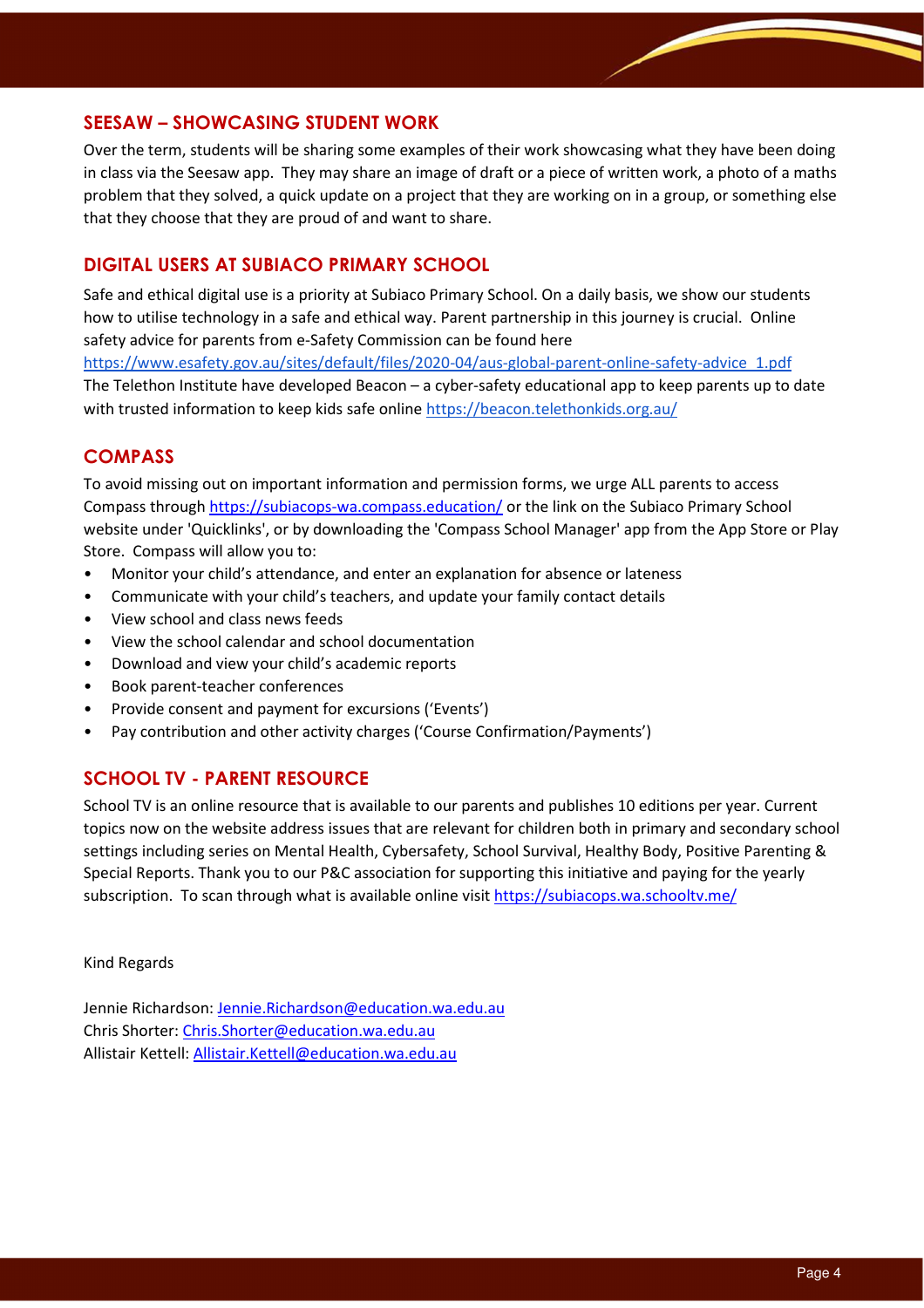## SEESAW – SHOWCASING STUDENT WORK

Over the term, students will be sharing some examples of their work showcasing what they have been doing in class via the Seesaw app. They may share an image of draft or a piece of written work, a photo of a maths problem that they solved, a quick update on a project that they are working on in a group, or something else that they choose that they are proud of and want to share.

## DIGITAL USERS AT SUBIACO PRIMARY SCHOOL

Safe and ethical digital use is a priority at Subiaco Primary School. On a daily basis, we show our students how to utilise technology in a safe and ethical way. Parent partnership in this journey is crucial. Online safety advice for parents from e-Safety Commission can be found here
https://www.esafety.gov.au/sites/default/files/2020-04/aus-global-parent-online-safety-advice_1.pdf
The Telethon Institute have developed Beacon – a cyber-safety educational app to keep parents up to date with trusted information to keep kids safe online https://beacon.telethonkids.org.au/

## COMPASS

To avoid missing out on important information and permission forms, we urge ALL parents to access Compass through https://subiacops-wa.compass.education/ or the link on the Subiaco Primary School website under 'Quicklinks', or by downloading the 'Compass School Manager' app from the App Store or Play Store. Compass will allow you to:

- Monitor your child's attendance, and enter an explanation for absence or lateness
- Communicate with your child's teachers, and update your family contact details
- View school and class news feeds
- View the school calendar and school documentation
- Download and view your child's academic reports
- Book parent-teacher conferences
- Provide consent and payment for excursions ('Events')
- Pay contribution and other activity charges ('Course Confirmation/Payments')

## SCHOOL TV - PARENT RESOURCE

School TV is an online resource that is available to our parents and publishes 10 editions per year. Current topics now on the website address issues that are relevant for children both in primary and secondary school settings including series on Mental Health, Cybersafety, School Survival, Healthy Body, Positive Parenting & Special Reports. Thank you to our P&C association for supporting this initiative and paying for the yearly subscription. To scan through what is available online visit https://subiacops.wa.schooltv.me/

Kind Regards

Jennie Richardson: Jennie.Richardson@education.wa.edu.au
Chris Shorter: Chris.Shorter@education.wa.edu.au
Allistair Kettell: Allistair.Kettell@education.wa.edu.au